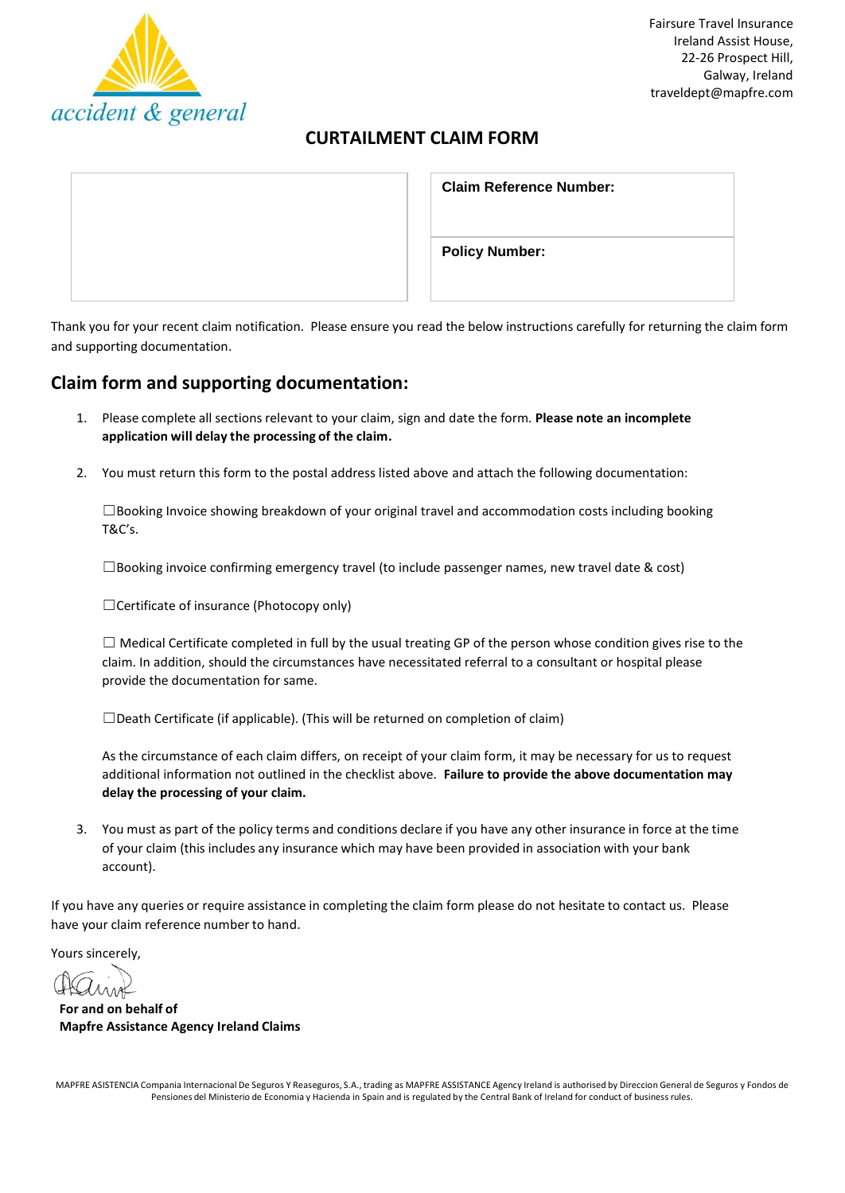Fairsure Travel Insurance
Ireland Assist House,
22-26 Prospect Hill,
Galway, Ireland
traveldept@mapfre.com

accident & general

# CURTAILMENT CLAIM FORM

| | **Claim Reference Number:** |
|---|---|
| | **Policy Number:** |

Thank you for your recent claim notification. Please ensure you read the below instructions carefully for returning the claim form and supporting documentation.

## Claim form and supporting documentation:

1. Please complete all sections relevant to your claim, sign and date the form. **Please note an incomplete application will delay the processing of the claim.**

2. You must return this form to the postal address listed above and attach the following documentation:

   ☐Booking Invoice showing breakdown of your original travel and accommodation costs including booking T&C's.

   ☐Booking invoice confirming emergency travel (to include passenger names, new travel date & cost)

   ☐Certificate of insurance (Photocopy only)

   ☐ Medical Certificate completed in full by the usual treating GP of the person whose condition gives rise to the claim. In addition, should the circumstances have necessitated referral to a consultant or hospital please provide the documentation for same.

   ☐Death Certificate (if applicable). (This will be returned on completion of claim)

   As the circumstance of each claim differs, on receipt of your claim form, it may be necessary for us to request additional information not outlined in the checklist above. **Failure to provide the above documentation may delay the processing of your claim.**

3. You must as part of the policy terms and conditions declare if you have any other insurance in force at the time of your claim (this includes any insurance which may have been provided in association with your bank account).

If you have any queries or require assistance in completing the claim form please do not hesitate to contact us. Please have your claim reference number to hand.

Yours sincerely,

**For and on behalf of**
**Mapfre Assistance Agency Ireland Claims**

MAPFRE ASISTENCIA Compania Internacional De Seguros Y Reaseguros, S.A., trading as MAPFRE ASSISTANCE Agency Ireland is authorised by Direccion General de Seguros y Fondos de Pensiones del Ministerio de Economia y Hacienda in Spain and is regulated by the Central Bank of Ireland for conduct of business rules.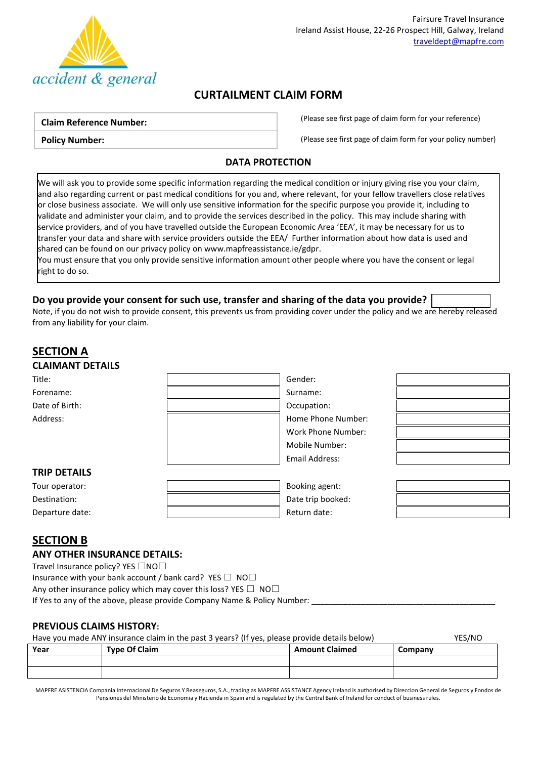Fairsure Travel Insurance
Ireland Assist House, 22-26 Prospect Hill, Galway, Ireland
traveldept@mapfre.com

accident & general

# CURTAILMENT CLAIM FORM

| **Claim Reference Number:** | (Please see first page of claim form for your reference) |
|---|---|
| **Policy Number:** | (Please see first page of claim form for your policy number) |

## DATA PROTECTION

We will ask you to provide some specific information regarding the medical condition or injury giving rise you your claim, and also regarding current or past medical conditions for you and, where relevant, for your fellow travellers close relatives or close business associate. We will only use sensitive information for the specific purpose you provide it, including to validate and administer your claim, and to provide the services described in the policy. This may include sharing with service providers, and of you have travelled outside the European Economic Area 'EEA', it may be necessary for us to transfer your data and share with service providers outside the EEA/ Further information about how data is used and shared can be found on our privacy policy on www.mapfreassistance.ie/gdpr.
You must ensure that you only provide sensitive information amount other people where you have the consent or legal right to do so.

**Do you provide your consent for such use, transfer and sharing of the data you provide?** ____________

Note, if you do not wish to provide consent, this prevents us from providing cover under the policy and we are hereby released from any liability for your claim.

## SECTION A

### CLAIMANT DETAILS

| | | | |
|---|---|---|---|
| Title: | | Gender: | |
| Forename: | | Surname: | |
| Date of Birth: | | Occupation: | |
| Address: | | Home Phone Number: | |
| | | Work Phone Number: | |
| | | Mobile Number: | |
| | | Email Address: | |

### TRIP DETAILS

| | | | |
|---|---|---|---|
| Tour operator: | | Booking agent: | |
| Destination: | | Date trip booked: | |
| Departure date: | | Return date: | |

## SECTION B

### ANY OTHER INSURANCE DETAILS:

Travel Insurance policy? YES ☐NO☐
Insurance with your bank account / bank card? YES ☐ NO☐
Any other insurance policy which may cover this loss? YES ☐ NO☐
If Yes to any of the above, please provide Company Name & Policy Number: ________________________________________

### PREVIOUS CLAIMS HISTORY:

Have you made ANY insurance claim in the past 3 years? (If yes, please provide details below) YES/NO

| Year | Type Of Claim | Amount Claimed | Company |
|---|---|---|---|
| | | | |
| | | | |

MAPFRE ASISTENCIA Compania Internacional De Seguros Y Reaseguros, S.A., trading as MAPFRE ASSISTANCE Agency Ireland is authorised by Direccion General de Seguros y Fondos de Pensiones del Ministerio de Economia y Hacienda in Spain and is regulated by the Central Bank of Ireland for conduct of business rules.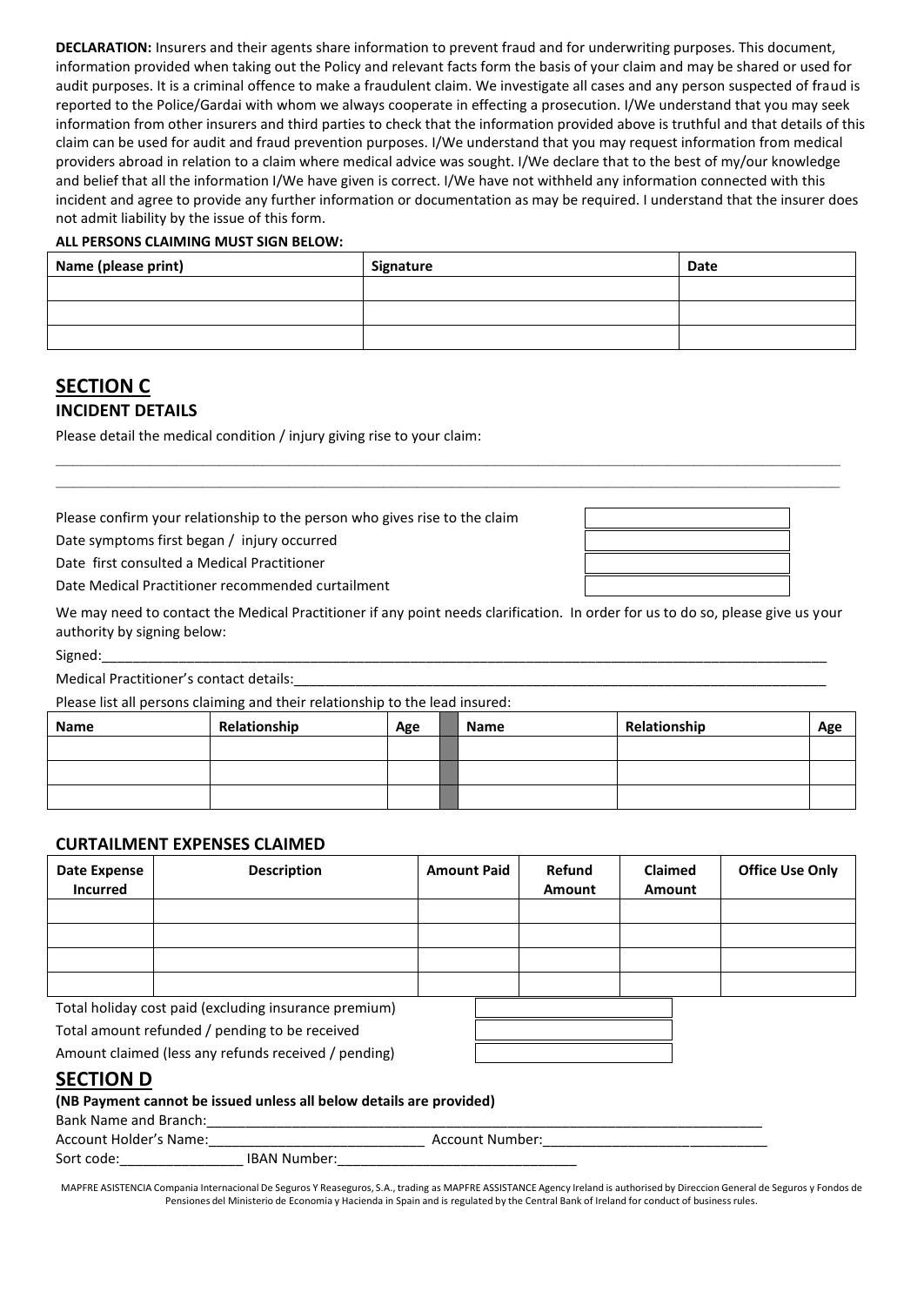**DECLARATION:** Insurers and their agents share information to prevent fraud and for underwriting purposes. This document, information provided when taking out the Policy and relevant facts form the basis of your claim and may be shared or used for audit purposes. It is a criminal offence to make a fraudulent claim. We investigate all cases and any person suspected of fraud is reported to the Police/Gardai with whom we always cooperate in effecting a prosecution. I/We understand that you may seek information from other insurers and third parties to check that the information provided above is truthful and that details of this claim can be used for audit and fraud prevention purposes. I/We understand that you may request information from medical providers abroad in relation to a claim where medical advice was sought. I/We declare that to the best of my/our knowledge and belief that all the information I/We have given is correct. I/We have not withheld any information connected with this incident and agree to provide any further information or documentation as may be required. I understand that the insurer does not admit liability by the issue of this form.

**ALL PERSONS CLAIMING MUST SIGN BELOW:**

| Name (please print) | Signature | Date |
|---|---|---|
| | | |
| | | |
| | | |

## SECTION C

### INCIDENT DETAILS

Please detail the medical condition / injury giving rise to your claim:

\_\_\_\_\_\_\_\_\_\_\_\_\_\_\_\_\_\_\_\_\_\_\_\_\_\_\_\_\_\_\_\_\_\_\_\_\_\_\_\_\_\_\_\_\_\_\_\_\_\_\_\_\_\_\_\_\_\_\_\_\_\_\_\_\_\_\_\_\_\_\_\_\_\_\_\_\_\_\_\_\_\_\_\_\_\_\_\_\_\_\_\_\_\_

\_\_\_\_\_\_\_\_\_\_\_\_\_\_\_\_\_\_\_\_\_\_\_\_\_\_\_\_\_\_\_\_\_\_\_\_\_\_\_\_\_\_\_\_\_\_\_\_\_\_\_\_\_\_\_\_\_\_\_\_\_\_\_\_\_\_\_\_\_\_\_\_\_\_\_\_\_\_\_\_\_\_\_\_\_\_\_\_\_\_\_\_\_\_

| | |
|---|---|
| Please confirm your relationship to the person who gives rise to the claim | |
| Date symptoms first began / injury occurred | |
| Date first consulted a Medical Practitioner | |
| Date Medical Practitioner recommended curtailment | |

We may need to contact the Medical Practitioner if any point needs clarification. In order for us to do so, please give us your authority by signing below:

Signed:\_\_\_\_\_\_\_\_\_\_\_\_\_\_\_\_\_\_\_\_\_\_\_\_\_\_\_\_\_\_\_\_\_\_\_\_\_\_\_\_\_\_\_\_\_\_\_\_\_\_\_\_\_\_\_\_\_\_\_\_\_\_\_\_\_\_\_\_\_\_\_\_\_\_\_\_\_\_\_\_\_\_\_

Medical Practitioner's contact details:\_\_\_\_\_\_\_\_\_\_\_\_\_\_\_\_\_\_\_\_\_\_\_\_\_\_\_\_\_\_\_\_\_\_\_\_\_\_\_\_\_\_\_\_\_\_\_\_\_\_\_\_\_\_\_\_\_\_\_\_\_\_\_\_\_

Please list all persons claiming and their relationship to the lead insured:

| Name | Relationship | Age | | Name | Relationship | Age |
|---|---|---|---|---|---|---|
| | | | | | | |
| | | | | | | |
| | | | | | | |

### CURTAILMENT EXPENSES CLAIMED

| Date Expense Incurred | Description | Amount Paid | Refund Amount | Claimed Amount | Office Use Only |
|---|---|---|---|---|---|
| | | | | | |
| | | | | | |
| | | | | | |
| | | | | | |

| | |
|---|---|
| Total holiday cost paid (excluding insurance premium) | |
| Total amount refunded / pending to be received | |
| Amount claimed (less any refunds received / pending) | |

## SECTION D

**(NB Payment cannot be issued unless all below details are provided)**

Bank Name and Branch:\_\_\_\_\_\_\_\_\_\_\_\_\_\_\_\_\_\_\_\_\_\_\_\_\_\_\_\_\_\_\_\_\_\_\_\_\_\_\_\_\_\_\_\_\_\_\_\_\_\_\_\_\_\_\_\_\_\_\_\_\_\_\_\_\_\_\_\_\_\_\_\_

Account Holder's Name:\_\_\_\_\_\_\_\_\_\_\_\_\_\_\_\_\_\_\_\_\_\_\_\_\_\_\_\_ Account Number:\_\_\_\_\_\_\_\_\_\_\_\_\_\_\_\_\_\_\_\_\_\_\_\_\_\_\_\_\_

Sort code:\_\_\_\_\_\_\_\_\_\_\_\_\_\_\_\_ IBAN Number:\_\_\_\_\_\_\_\_\_\_\_\_\_\_\_\_\_\_\_\_\_\_\_\_\_\_\_\_\_\_\_\_

MAPFRE ASISTENCIA Compania Internacional De Seguros Y Reaseguros, S.A., trading as MAPFRE ASSISTANCE Agency Ireland is authorised by Direccion General de Seguros y Fondos de Pensiones del Ministerio de Economia y Hacienda in Spain and is regulated by the Central Bank of Ireland for conduct of business rules.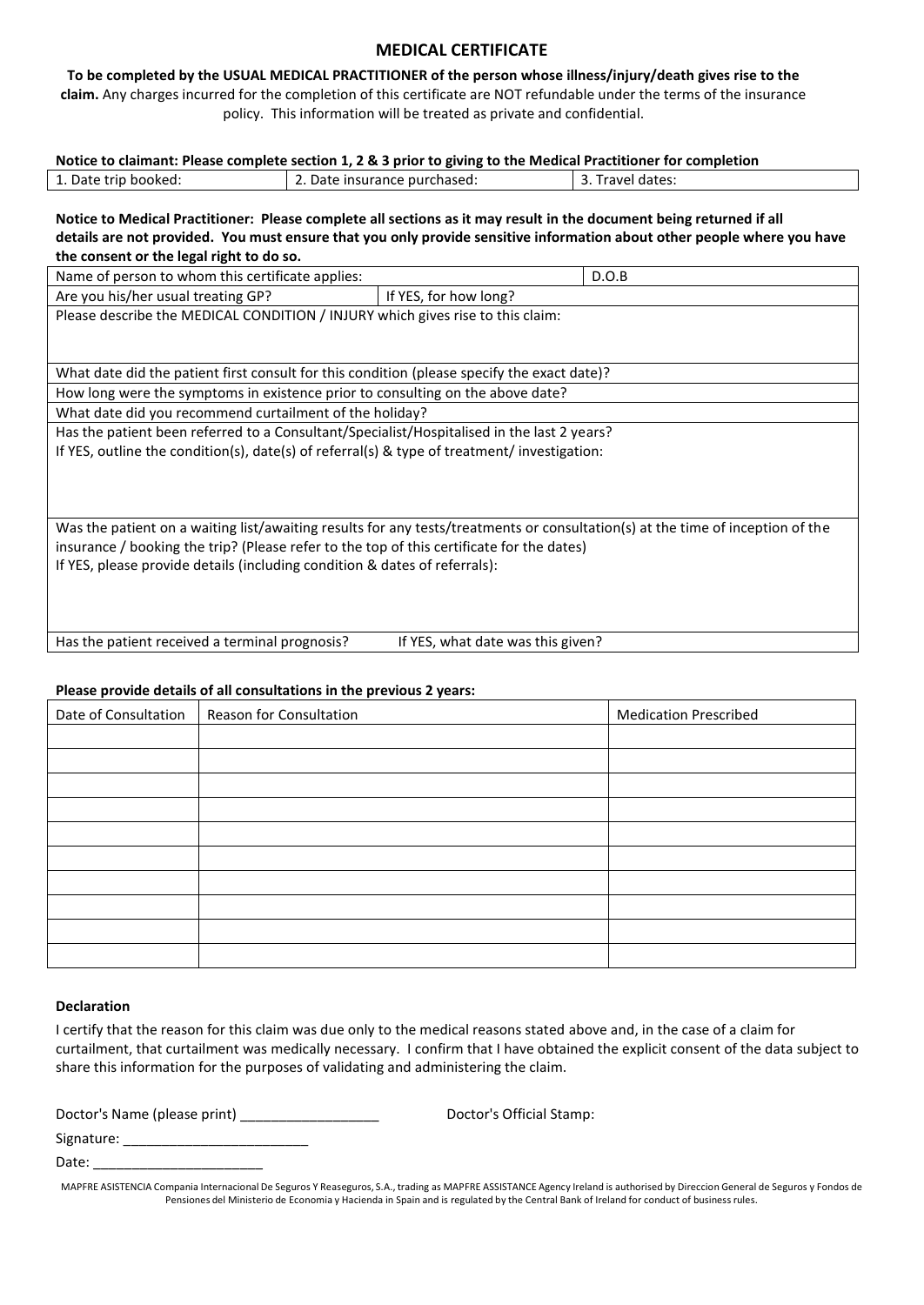# MEDICAL CERTIFICATE

**To be completed by the USUAL MEDICAL PRACTITIONER of the person whose illness/injury/death gives rise to the claim.** Any charges incurred for the completion of this certificate are NOT refundable under the terms of the insurance policy. This information will be treated as private and confidential.

**Notice to claimant: Please complete section 1, 2 & 3 prior to giving to the Medical Practitioner for completion**

| 1. Date trip booked: | 2. Date insurance purchased: | 3. Travel dates: |
|---|---|---|

**Notice to Medical Practitioner: Please complete all sections as it may result in the document being returned if all details are not provided. You must ensure that you only provide sensitive information about other people where you have the consent or the legal right to do so.**

| | | |
|---|---|---|
| Name of person to whom this certificate applies: | | D.O.B |
| Are you his/her usual treating GP? | If YES, for how long? | |
| Please describe the MEDICAL CONDITION / INJURY which gives rise to this claim: | | |
| What date did the patient first consult for this condition (please specify the exact date)? | | |
| How long were the symptoms in existence prior to consulting on the above date? | | |
| What date did you recommend curtailment of the holiday? | | |
| Has the patient been referred to a Consultant/Specialist/Hospitalised in the last 2 years?<br>If YES, outline the condition(s), date(s) of referral(s) & type of treatment/ investigation: | | |
| Was the patient on a waiting list/awaiting results for any tests/treatments or consultation(s) at the time of inception of the insurance / booking the trip? (Please refer to the top of this certificate for the dates)<br>If YES, please provide details (including condition & dates of referrals): | | |
| Has the patient received a terminal prognosis? | If YES, what date was this given? | |

**Please provide details of all consultations in the previous 2 years:**

| Date of Consultation | Reason for Consultation | Medication Prescribed |
|---|---|---|
| | | |
| | | |
| | | |
| | | |
| | | |
| | | |
| | | |
| | | |
| | | |
| | | |

**Declaration**

I certify that the reason for this claim was due only to the medical reasons stated above and, in the case of a claim for curtailment, that curtailment was medically necessary. I confirm that I have obtained the explicit consent of the data subject to share this information for the purposes of validating and administering the claim.

Doctor's Name (please print) __________________ Doctor's Official Stamp:

Signature: ________________________

Date: ______________________

MAPFRE ASISTENCIA Compania Internacional De Seguros Y Reaseguros, S.A., trading as MAPFRE ASSISTANCE Agency Ireland is authorised by Direccion General de Seguros y Fondos de Pensiones del Ministerio de Economia y Hacienda in Spain and is regulated by the Central Bank of Ireland for conduct of business rules.